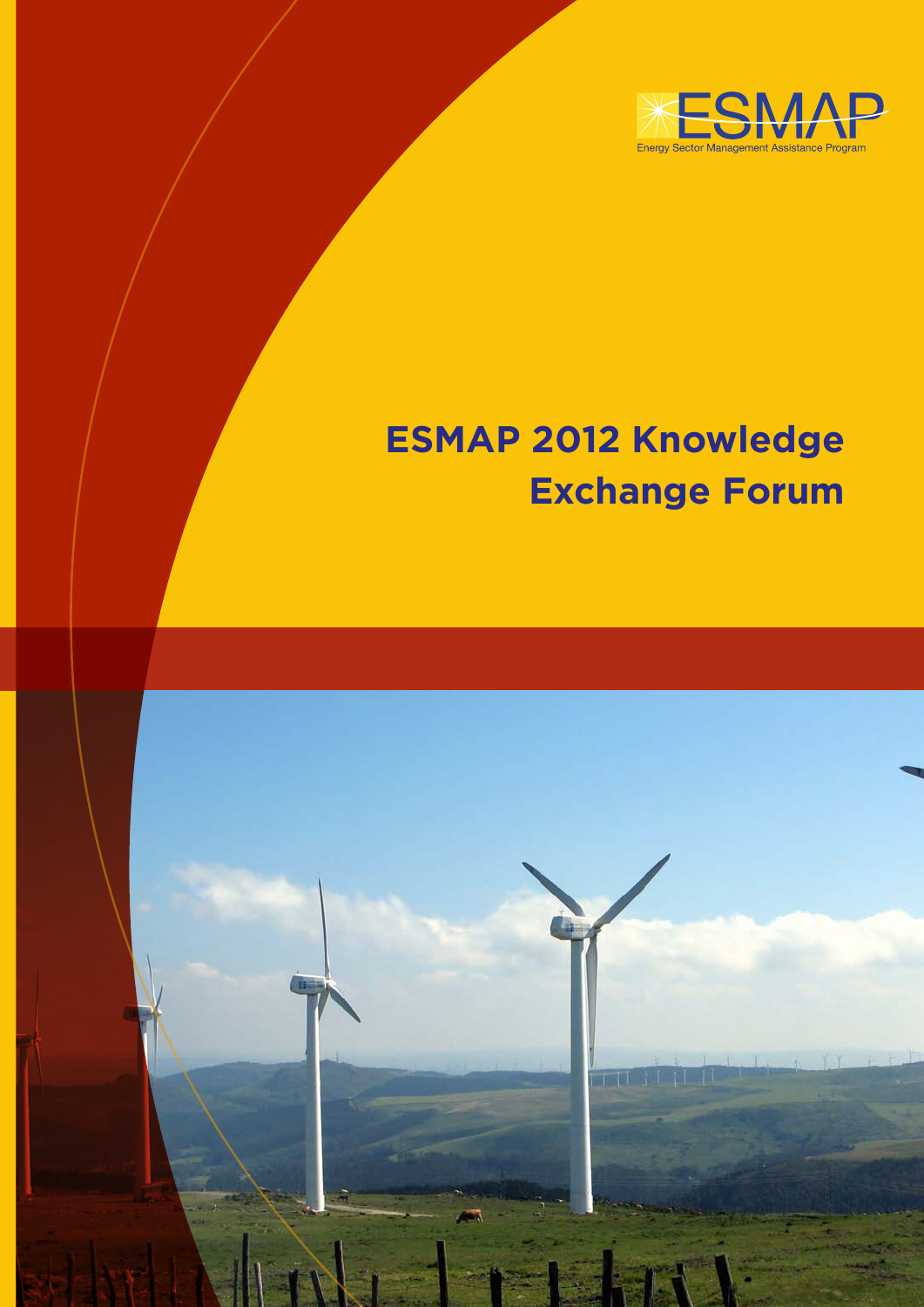ESMAP

Energy Sector Management Assistance Program

# ESMAP 2012 Knowledge Exchange Forum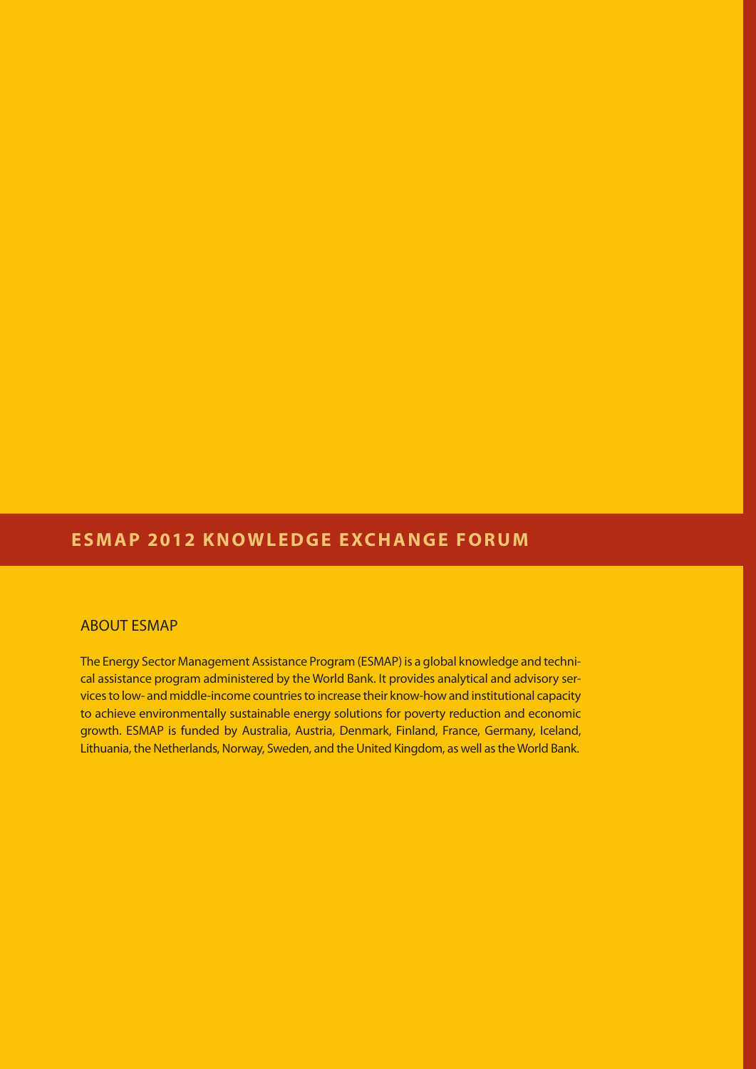## ESMAP 2012 KNOWLEDGE EXCHANGE FORUM

### ABOUT ESMAP

The Energy Sector Management Assistance Program (ESMAP) is a global knowledge and technical assistance program administered by the World Bank. It provides analytical and advisory services to low- and middle-income countries to increase their know-how and institutional capacity to achieve environmentally sustainable energy solutions for poverty reduction and economic growth. ESMAP is funded by Australia, Austria, Denmark, Finland, France, Germany, Iceland, Lithuania, the Netherlands, Norway, Sweden, and the United Kingdom, as well as the World Bank.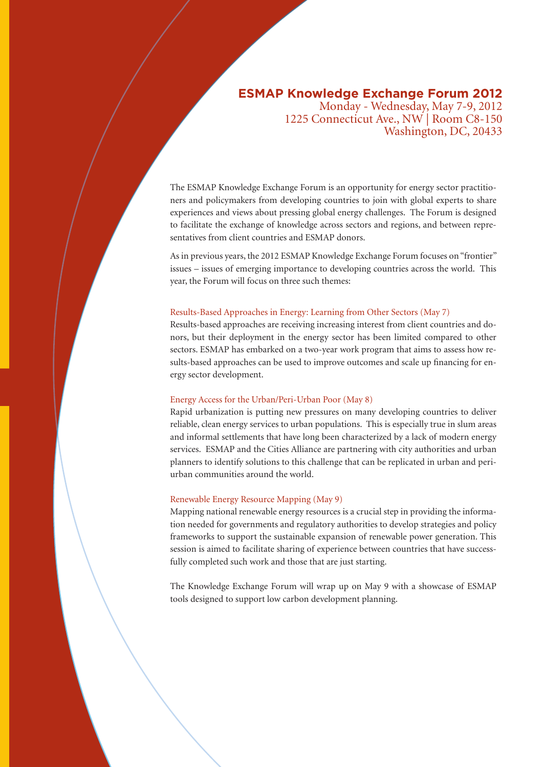## ESMAP Knowledge Exchange Forum 2012

Monday - Wednesday, May 7-9, 2012
1225 Connecticut Ave., NW | Room C8-150
Washington, DC, 20433

The ESMAP Knowledge Exchange Forum is an opportunity for energy sector practitioners and policymakers from developing countries to join with global experts to share experiences and views about pressing global energy challenges. The Forum is designed to facilitate the exchange of knowledge across sectors and regions, and between representatives from client countries and ESMAP donors.

As in previous years, the 2012 ESMAP Knowledge Exchange Forum focuses on "frontier" issues – issues of emerging importance to developing countries across the world. This year, the Forum will focus on three such themes:

### Results-Based Approaches in Energy: Learning from Other Sectors (May 7)

Results-based approaches are receiving increasing interest from client countries and donors, but their deployment in the energy sector has been limited compared to other sectors. ESMAP has embarked on a two-year work program that aims to assess how results-based approaches can be used to improve outcomes and scale up financing for energy sector development.

### Energy Access for the Urban/Peri-Urban Poor (May 8)

Rapid urbanization is putting new pressures on many developing countries to deliver reliable, clean energy services to urban populations. This is especially true in slum areas and informal settlements that have long been characterized by a lack of modern energy services. ESMAP and the Cities Alliance are partnering with city authorities and urban planners to identify solutions to this challenge that can be replicated in urban and peri-urban communities around the world.

### Renewable Energy Resource Mapping (May 9)

Mapping national renewable energy resources is a crucial step in providing the information needed for governments and regulatory authorities to develop strategies and policy frameworks to support the sustainable expansion of renewable power generation. This session is aimed to facilitate sharing of experience between countries that have successfully completed such work and those that are just starting.

The Knowledge Exchange Forum will wrap up on May 9 with a showcase of ESMAP tools designed to support low carbon development planning.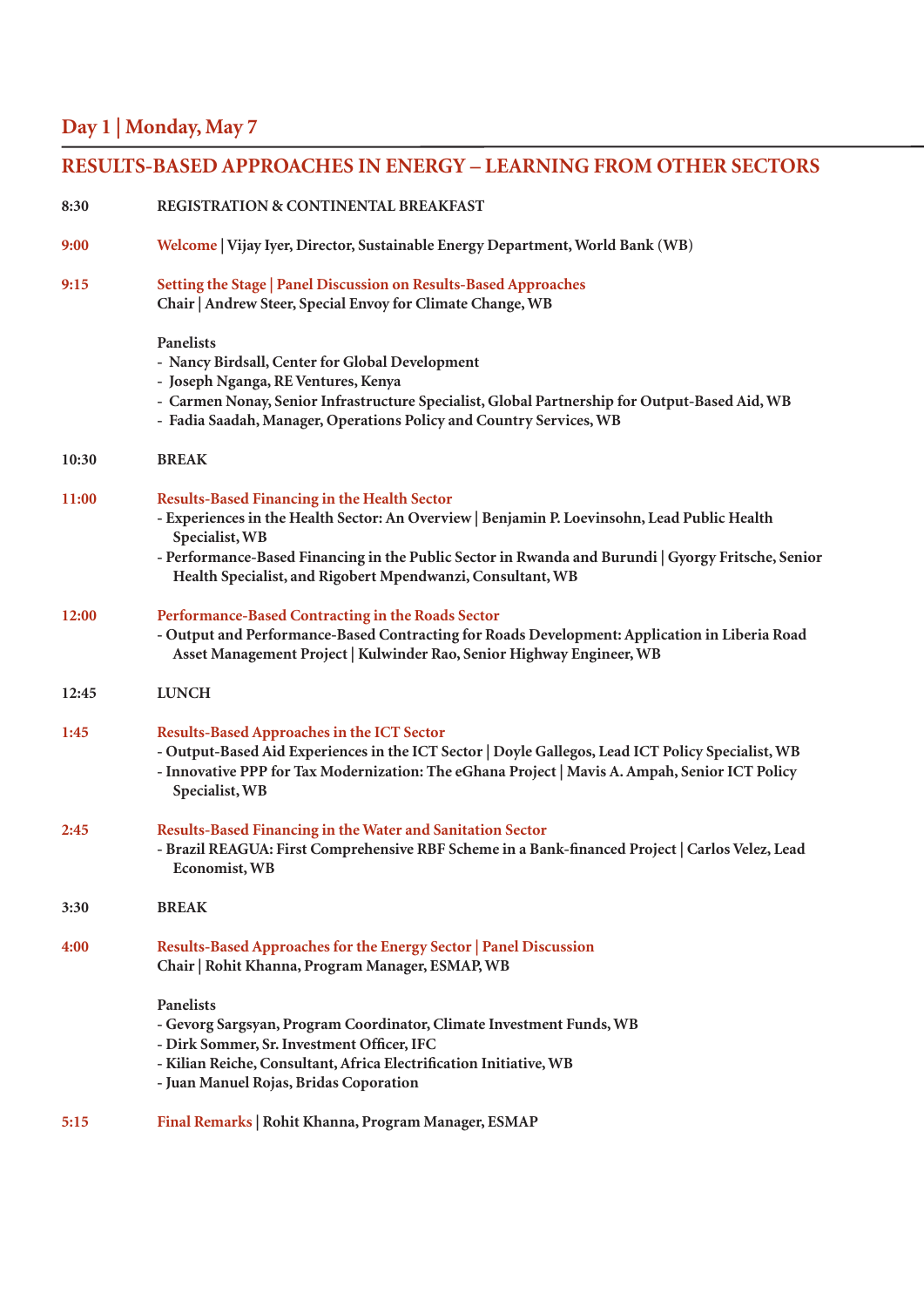## Day 1 | Monday, May 7

## RESULTS-BASED APPROACHES IN ENERGY – LEARNING FROM OTHER SECTORS

**8:30** REGISTRATION & CONTINENTAL BREAKFAST

**9:00** Welcome | Vijay Iyer, Director, Sustainable Energy Department, World Bank (WB)

**9:15** Setting the Stage | Panel Discussion on Results-Based Approaches
Chair | Andrew Steer, Special Envoy for Climate Change, WB

Panelists
- Nancy Birdsall, Center for Global Development
- Joseph Nganga, RE Ventures, Kenya
- Carmen Nonay, Senior Infrastructure Specialist, Global Partnership for Output-Based Aid, WB
- Fadia Saadah, Manager, Operations Policy and Country Services, WB

**10:30** BREAK

**11:00** Results-Based Financing in the Health Sector
- Experiences in the Health Sector: An Overview | Benjamin P. Loevinsohn, Lead Public Health Specialist, WB
- Performance-Based Financing in the Public Sector in Rwanda and Burundi | Gyorgy Fritsche, Senior Health Specialist, and Rigobert Mpendwanzi, Consultant, WB

**12:00** Performance-Based Contracting in the Roads Sector
- Output and Performance-Based Contracting for Roads Development: Application in Liberia Road Asset Management Project | Kulwinder Rao, Senior Highway Engineer, WB

**12:45** LUNCH

**1:45** Results-Based Approaches in the ICT Sector
- Output-Based Aid Experiences in the ICT Sector | Doyle Gallegos, Lead ICT Policy Specialist, WB
- Innovative PPP for Tax Modernization: The eGhana Project | Mavis A. Ampah, Senior ICT Policy Specialist, WB

**2:45** Results-Based Financing in the Water and Sanitation Sector
- Brazil REAGUA: First Comprehensive RBF Scheme in a Bank-financed Project | Carlos Velez, Lead Economist, WB

**3:30** BREAK

**4:00** Results-Based Approaches for the Energy Sector | Panel Discussion
Chair | Rohit Khanna, Program Manager, ESMAP, WB

Panelists
- Gevorg Sargsyan, Program Coordinator, Climate Investment Funds, WB
- Dirk Sommer, Sr. Investment Officer, IFC
- Kilian Reiche, Consultant, Africa Electrification Initiative, WB
- Juan Manuel Rojas, Bridas Coporation

**5:15** Final Remarks | Rohit Khanna, Program Manager, ESMAP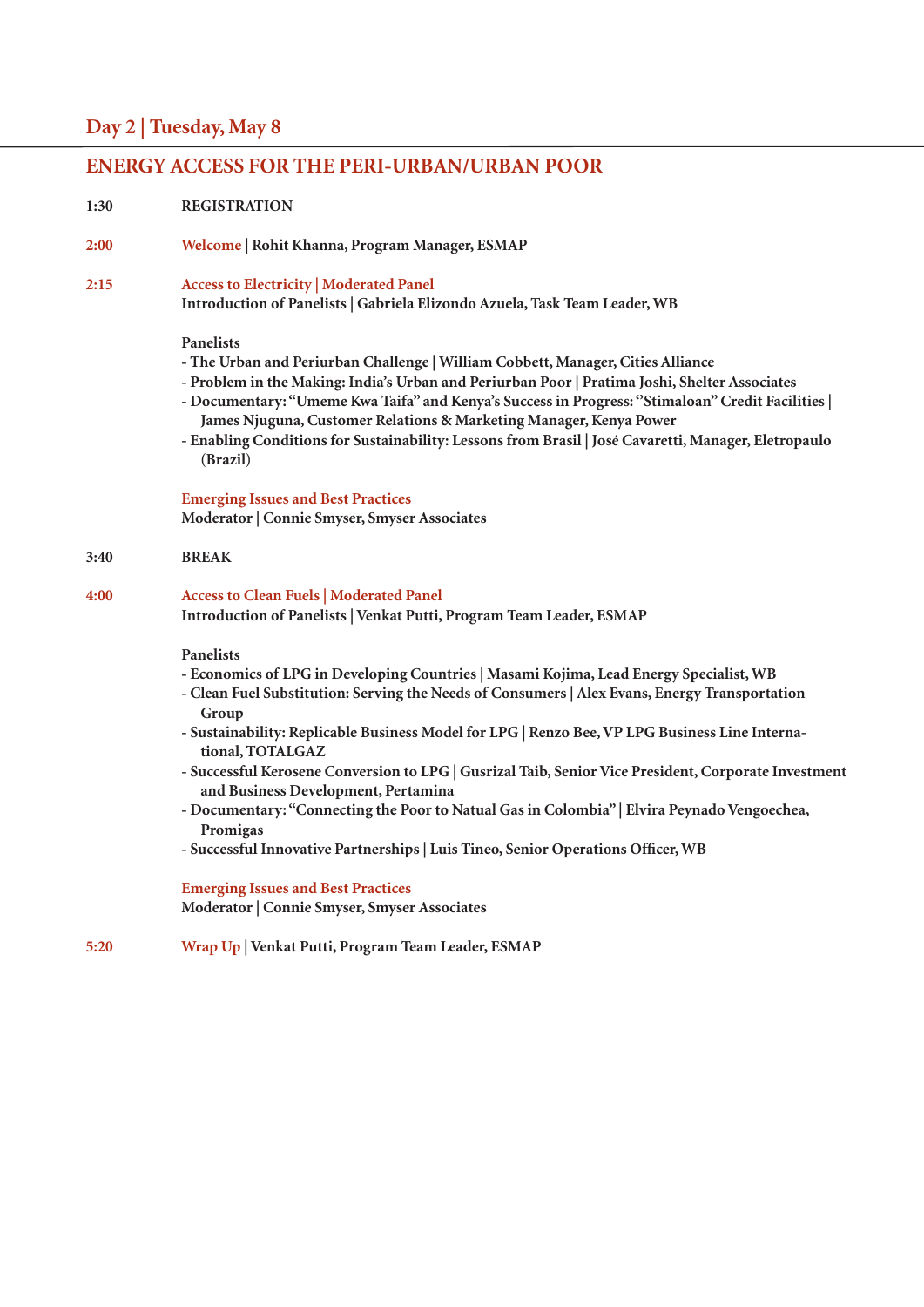## Day 2 | Tuesday, May 8

## ENERGY ACCESS FOR THE PERI-URBAN/URBAN POOR

**1:30** **REGISTRATION**

**2:00** **Welcome | Rohit Khanna, Program Manager, ESMAP**

**2:15** **Access to Electricity | Moderated Panel**
**Introduction of Panelists | Gabriela Elizondo Azuela, Task Team Leader, WB**

**Panelists**

- **The Urban and Periurban Challenge | William Cobbett, Manager, Cities Alliance**
- **Problem in the Making: India's Urban and Periurban Poor | Pratima Joshi, Shelter Associates**
- **Documentary: "Umeme Kwa Taifa" and Kenya's Success in Progress: "Stimaloan" Credit Facilities | James Njuguna, Customer Relations & Marketing Manager, Kenya Power**
- **Enabling Conditions for Sustainability: Lessons from Brasil | José Cavaretti, Manager, Eletropaulo (Brazil)**

**Emerging Issues and Best Practices**
**Moderator | Connie Smyser, Smyser Associates**

**3:40** **BREAK**

**4:00** **Access to Clean Fuels | Moderated Panel**
**Introduction of Panelists | Venkat Putti, Program Team Leader, ESMAP**

**Panelists**

- **Economics of LPG in Developing Countries | Masami Kojima, Lead Energy Specialist, WB**
- **Clean Fuel Substitution: Serving the Needs of Consumers | Alex Evans, Energy Transportation Group**
- **Sustainability: Replicable Business Model for LPG | Renzo Bee, VP LPG Business Line International, TOTALGAZ**
- **Successful Kerosene Conversion to LPG | Gusrizal Taib, Senior Vice President, Corporate Investment and Business Development, Pertamina**
- **Documentary: "Connecting the Poor to Natual Gas in Colombia" | Elvira Peynado Vengoechea, Promigas**
- **Successful Innovative Partnerships | Luis Tineo, Senior Operations Officer, WB**

**Emerging Issues and Best Practices**
**Moderator | Connie Smyser, Smyser Associates**

**5:20** **Wrap Up | Venkat Putti, Program Team Leader, ESMAP**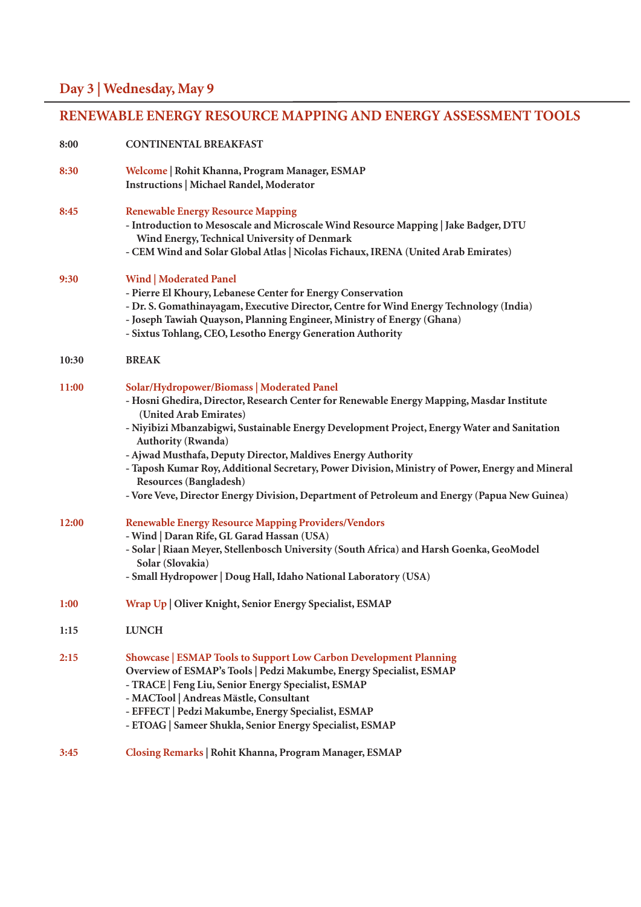## Day 3 | Wednesday, May 9

## RENEWABLE ENERGY RESOURCE MAPPING AND ENERGY ASSESSMENT TOOLS

**8:00** CONTINENTAL BREAKFAST

**8:30** Welcome | Rohit Khanna, Program Manager, ESMAP
Instructions | Michael Randel, Moderator

**8:45** Renewable Energy Resource Mapping
- Introduction to Mesoscale and Microscale Wind Resource Mapping | Jake Badger, DTU Wind Energy, Technical University of Denmark
- CEM Wind and Solar Global Atlas | Nicolas Fichaux, IRENA (United Arab Emirates)

**9:30** Wind | Moderated Panel
- Pierre El Khoury, Lebanese Center for Energy Conservation
- Dr. S. Gomathinayagam, Executive Director, Centre for Wind Energy Technology (India)
- Joseph Tawiah Quayson, Planning Engineer, Ministry of Energy (Ghana)
- Sixtus Tohlang, CEO, Lesotho Energy Generation Authority

**10:30** BREAK

**11:00** Solar/Hydropower/Biomass | Moderated Panel
- Hosni Ghedira, Director, Research Center for Renewable Energy Mapping, Masdar Institute (United Arab Emirates)
- Niyibizi Mbanzabigwi, Sustainable Energy Development Project, Energy Water and Sanitation Authority (Rwanda)
- Ajwad Musthafa, Deputy Director, Maldives Energy Authority
- Taposh Kumar Roy, Additional Secretary, Power Division, Ministry of Power, Energy and Mineral Resources (Bangladesh)
- Vore Veve, Director Energy Division, Department of Petroleum and Energy (Papua New Guinea)

**12:00** Renewable Energy Resource Mapping Providers/Vendors
- Wind | Daran Rife, GL Garad Hassan (USA)
- Solar | Riaan Meyer, Stellenbosch University (South Africa) and Harsh Goenka, GeoModel Solar (Slovakia)
- Small Hydropower | Doug Hall, Idaho National Laboratory (USA)

**1:00** Wrap Up | Oliver Knight, Senior Energy Specialist, ESMAP

**1:15** LUNCH

**2:15** Showcase | ESMAP Tools to Support Low Carbon Development Planning
Overview of ESMAP's Tools | Pedzi Makumbe, Energy Specialist, ESMAP
- TRACE | Feng Liu, Senior Energy Specialist, ESMAP
- MACTool | Andreas Mästle, Consultant
- EFFECT | Pedzi Makumbe, Energy Specialist, ESMAP
- ETOAG | Sameer Shukla, Senior Energy Specialist, ESMAP

**3:45** Closing Remarks | Rohit Khanna, Program Manager, ESMAP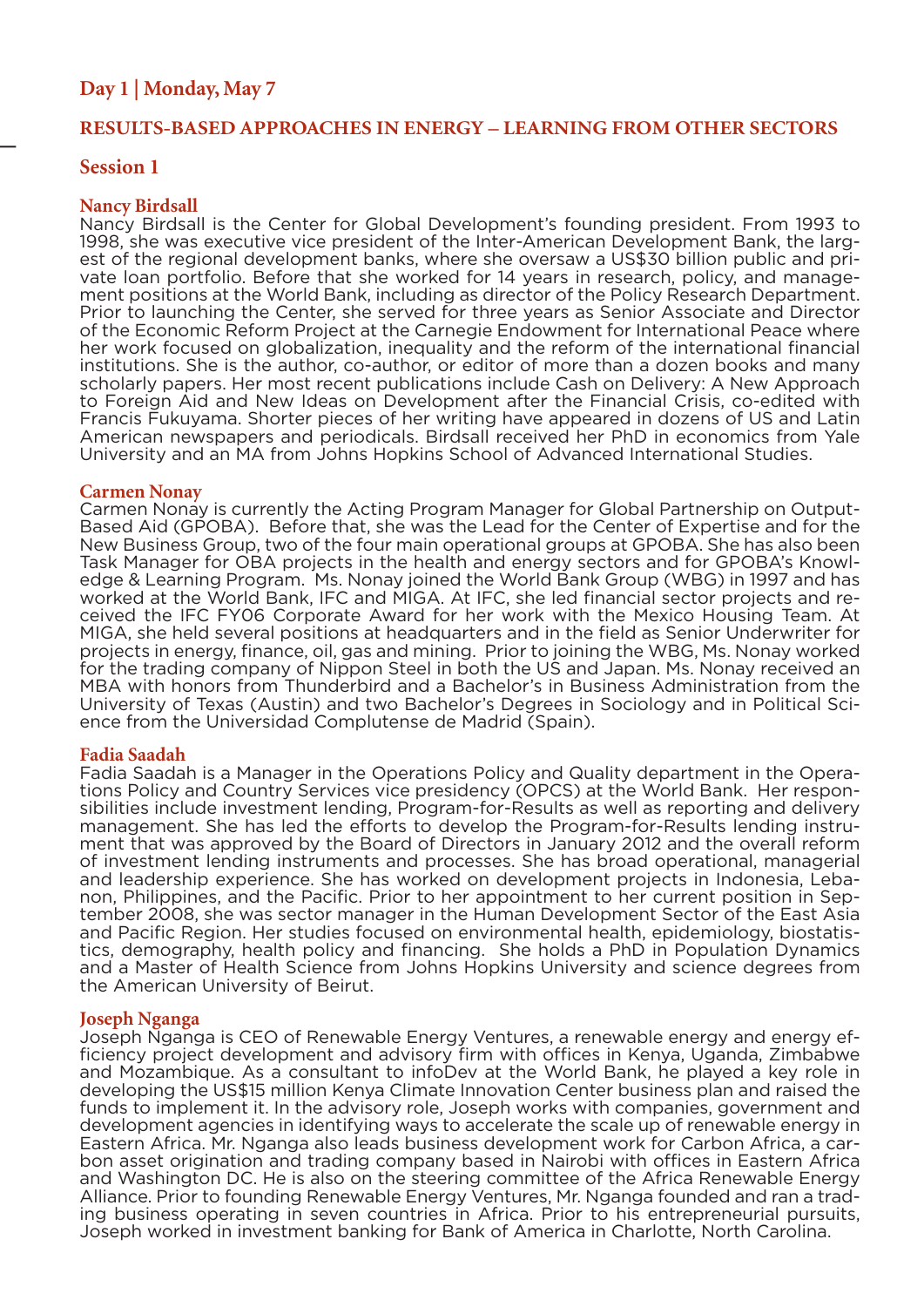## Day 1 | Monday, May 7

### RESULTS-BASED APPROACHES IN ENERGY – LEARNING FROM OTHER SECTORS

### Session 1

**Nancy Birdsall**
Nancy Birdsall is the Center for Global Development's founding president. From 1993 to 1998, she was executive vice president of the Inter-American Development Bank, the largest of the regional development banks, where she oversaw a US$30 billion public and private loan portfolio. Before that she worked for 14 years in research, policy, and management positions at the World Bank, including as director of the Policy Research Department. Prior to launching the Center, she served for three years as Senior Associate and Director of the Economic Reform Project at the Carnegie Endowment for International Peace where her work focused on globalization, inequality and the reform of the international financial institutions. She is the author, co-author, or editor of more than a dozen books and many scholarly papers. Her most recent publications include Cash on Delivery: A New Approach to Foreign Aid and New Ideas on Development after the Financial Crisis, co-edited with Francis Fukuyama. Shorter pieces of her writing have appeared in dozens of US and Latin American newspapers and periodicals. Birdsall received her PhD in economics from Yale University and an MA from Johns Hopkins School of Advanced International Studies.

**Carmen Nonay**
Carmen Nonay is currently the Acting Program Manager for Global Partnership on Output-Based Aid (GPOBA). Before that, she was the Lead for the Center of Expertise and for the New Business Group, two of the four main operational groups at GPOBA. She has also been Task Manager for OBA projects in the health and energy sectors and for GPOBA's Knowledge & Learning Program. Ms. Nonay joined the World Bank Group (WBG) in 1997 and has worked at the World Bank, IFC and MIGA. At IFC, she led financial sector projects and received the IFC FY06 Corporate Award for her work with the Mexico Housing Team. At MIGA, she held several positions at headquarters and in the field as Senior Underwriter for projects in energy, finance, oil, gas and mining. Prior to joining the WBG, Ms. Nonay worked for the trading company of Nippon Steel in both the US and Japan. Ms. Nonay received an MBA with honors from Thunderbird and a Bachelor's in Business Administration from the University of Texas (Austin) and two Bachelor's Degrees in Sociology and in Political Science from the Universidad Complutense de Madrid (Spain).

**Fadia Saadah**
Fadia Saadah is a Manager in the Operations Policy and Quality department in the Operations Policy and Country Services vice presidency (OPCS) at the World Bank. Her responsibilities include investment lending, Program-for-Results as well as reporting and delivery management. She has led the efforts to develop the Program-for-Results lending instrument that was approved by the Board of Directors in January 2012 and the overall reform of investment lending instruments and processes. She has broad operational, managerial and leadership experience. She has worked on development projects in Indonesia, Lebanon, Philippines, and the Pacific. Prior to her appointment to her current position in September 2008, she was sector manager in the Human Development Sector of the East Asia and Pacific Region. Her studies focused on environmental health, epidemiology, biostatistics, demography, health policy and financing. She holds a PhD in Population Dynamics and a Master of Health Science from Johns Hopkins University and science degrees from the American University of Beirut.

**Joseph Nganga**
Joseph Nganga is CEO of Renewable Energy Ventures, a renewable energy and energy efficiency project development and advisory firm with offices in Kenya, Uganda, Zimbabwe and Mozambique. As a consultant to infoDev at the World Bank, he played a key role in developing the US$15 million Kenya Climate Innovation Center business plan and raised the funds to implement it. In the advisory role, Joseph works with companies, government and development agencies in identifying ways to accelerate the scale up of renewable energy in Eastern Africa. Mr. Nganga also leads business development work for Carbon Africa, a carbon asset origination and trading company based in Nairobi with offices in Eastern Africa and Washington DC. He is also on the steering committee of the Africa Renewable Energy Alliance. Prior to founding Renewable Energy Ventures, Mr. Nganga founded and ran a trading business operating in seven countries in Africa. Prior to his entrepreneurial pursuits, Joseph worked in investment banking for Bank of America in Charlotte, North Carolina.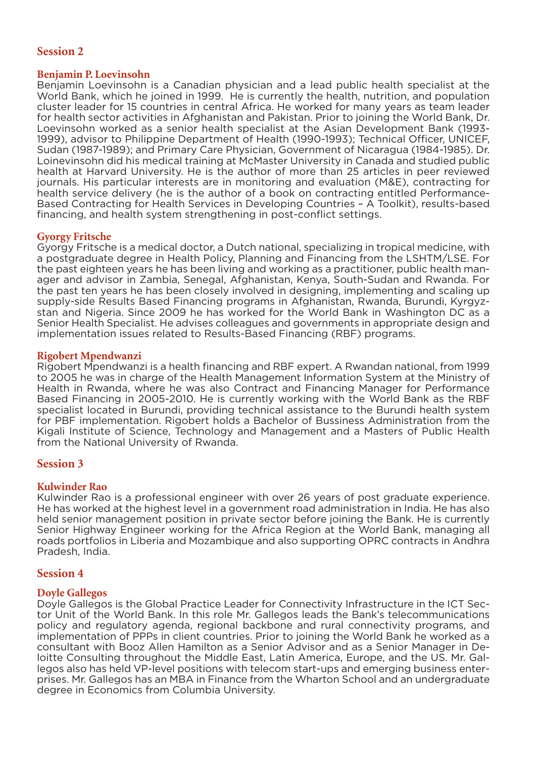## Session 2

### Benjamin P. Loevinsohn

Benjamin Loevinsohn is a Canadian physician and a lead public health specialist at the World Bank, which he joined in 1999. He is currently the health, nutrition, and population cluster leader for 15 countries in central Africa. He worked for many years as team leader for health sector activities in Afghanistan and Pakistan. Prior to joining the World Bank, Dr. Loevinsohn worked as a senior health specialist at the Asian Development Bank (1993-1999), advisor to Philippine Department of Health (1990-1993); Technical Officer, UNICEF, Sudan (1987-1989); and Primary Care Physician, Government of Nicaragua (1984-1985). Dr. Loinevinsohn did his medical training at McMaster University in Canada and studied public health at Harvard University. He is the author of more than 25 articles in peer reviewed journals. His particular interests are in monitoring and evaluation (M&E), contracting for health service delivery (he is the author of a book on contracting entitled Performance-Based Contracting for Health Services in Developing Countries – A Toolkit), results-based financing, and health system strengthening in post-conflict settings.

### Gyorgy Fritsche

Gyorgy Fritsche is a medical doctor, a Dutch national, specializing in tropical medicine, with a postgraduate degree in Health Policy, Planning and Financing from the LSHTM/LSE. For the past eighteen years he has been living and working as a practitioner, public health manager and advisor in Zambia, Senegal, Afghanistan, Kenya, South-Sudan and Rwanda. For the past ten years he has been closely involved in designing, implementing and scaling up supply-side Results Based Financing programs in Afghanistan, Rwanda, Burundi, Kyrgyzstan and Nigeria. Since 2009 he has worked for the World Bank in Washington DC as a Senior Health Specialist. He advises colleagues and governments in appropriate design and implementation issues related to Results-Based Financing (RBF) programs.

### Rigobert Mpendwanzi

Rigobert Mpendwanzi is a health financing and RBF expert. A Rwandan national, from 1999 to 2005 he was in charge of the Health Management Information System at the Ministry of Health in Rwanda, where he was also Contract and Financing Manager for Performance Based Financing in 2005-2010. He is currently working with the World Bank as the RBF specialist located in Burundi, providing technical assistance to the Burundi health system for PBF implementation. Rigobert holds a Bachelor of Bussiness Administration from the Kigali Institute of Science, Technology and Management and a Masters of Public Health from the National University of Rwanda.

## Session 3

### Kulwinder Rao

Kulwinder Rao is a professional engineer with over 26 years of post graduate experience. He has worked at the highest level in a government road administration in India. He has also held senior management position in private sector before joining the Bank. He is currently Senior Highway Engineer working for the Africa Region at the World Bank, managing all roads portfolios in Liberia and Mozambique and also supporting OPRC contracts in Andhra Pradesh, India.

## Session 4

### Doyle Gallegos

Doyle Gallegos is the Global Practice Leader for Connectivity Infrastructure in the ICT Sector Unit of the World Bank. In this role Mr. Gallegos leads the Bank's telecommunications policy and regulatory agenda, regional backbone and rural connectivity programs, and implementation of PPPs in client countries. Prior to joining the World Bank he worked as a consultant with Booz Allen Hamilton as a Senior Advisor and as a Senior Manager in Deloitte Consulting throughout the Middle East, Latin America, Europe, and the US. Mr. Gallegos also has held VP-level positions with telecom start-ups and emerging business enterprises. Mr. Gallegos has an MBA in Finance from the Wharton School and an undergraduate degree in Economics from Columbia University.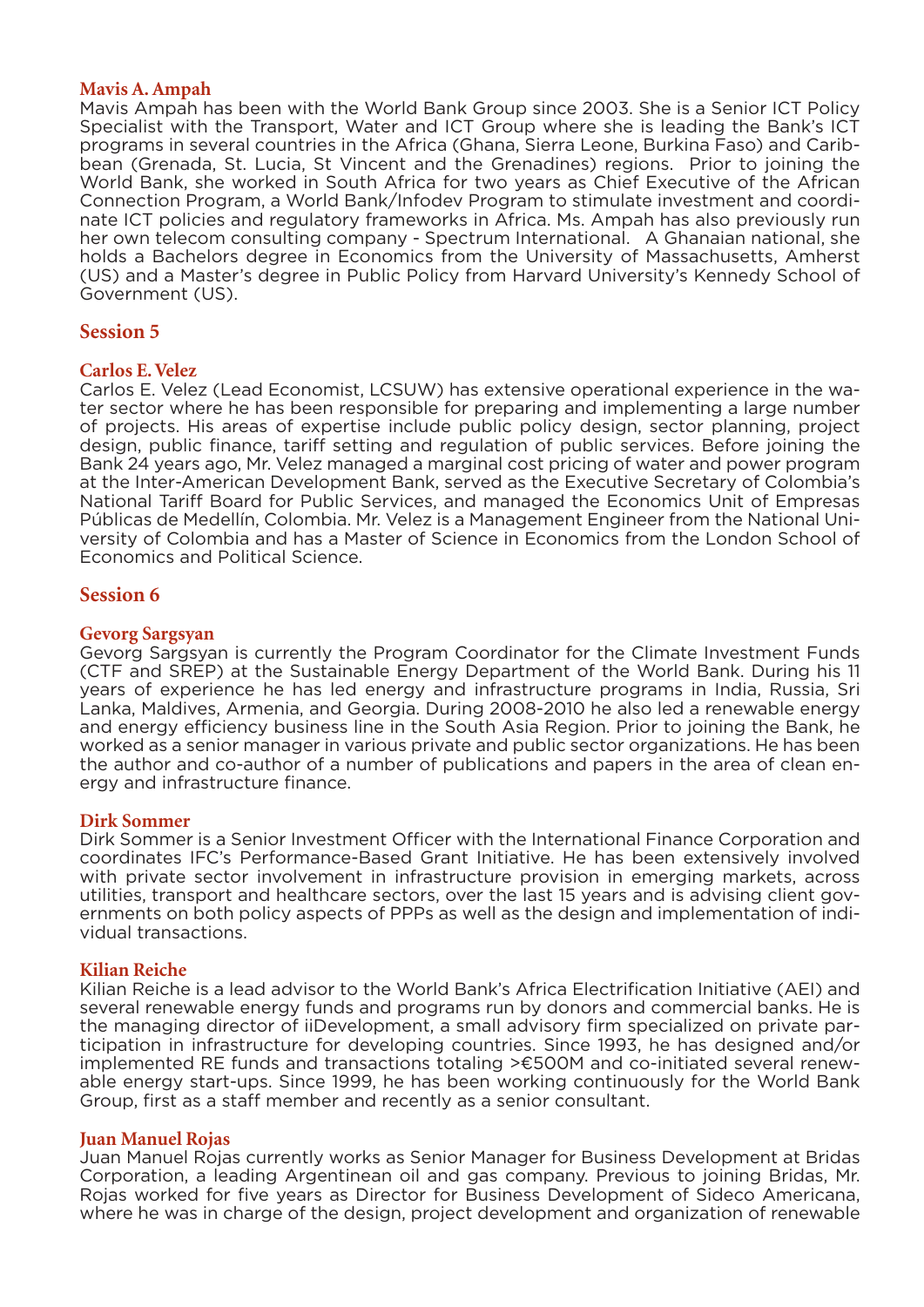### Mavis A. Ampah

Mavis Ampah has been with the World Bank Group since 2003. She is a Senior ICT Policy Specialist with the Transport, Water and ICT Group where she is leading the Bank's ICT programs in several countries in the Africa (Ghana, Sierra Leone, Burkina Faso) and Caribbean (Grenada, St. Lucia, St Vincent and the Grenadines) regions. Prior to joining the World Bank, she worked in South Africa for two years as Chief Executive of the African Connection Program, a World Bank/Infodev Program to stimulate investment and coordinate ICT policies and regulatory frameworks in Africa. Ms. Ampah has also previously run her own telecom consulting company - Spectrum International. A Ghanaian national, she holds a Bachelors degree in Economics from the University of Massachusetts, Amherst (US) and a Master's degree in Public Policy from Harvard University's Kennedy School of Government (US).

## Session 5

### Carlos E. Velez

Carlos E. Velez (Lead Economist, LCSUW) has extensive operational experience in the water sector where he has been responsible for preparing and implementing a large number of projects. His areas of expertise include public policy design, sector planning, project design, public finance, tariff setting and regulation of public services. Before joining the Bank 24 years ago, Mr. Velez managed a marginal cost pricing of water and power program at the Inter-American Development Bank, served as the Executive Secretary of Colombia's National Tariff Board for Public Services, and managed the Economics Unit of Empresas Públicas de Medellín, Colombia. Mr. Velez is a Management Engineer from the National University of Colombia and has a Master of Science in Economics from the London School of Economics and Political Science.

## Session 6

### Gevorg Sargsyan

Gevorg Sargsyan is currently the Program Coordinator for the Climate Investment Funds (CTF and SREP) at the Sustainable Energy Department of the World Bank. During his 11 years of experience he has led energy and infrastructure programs in India, Russia, Sri Lanka, Maldives, Armenia, and Georgia. During 2008-2010 he also led a renewable energy and energy efficiency business line in the South Asia Region. Prior to joining the Bank, he worked as a senior manager in various private and public sector organizations. He has been the author and co-author of a number of publications and papers in the area of clean energy and infrastructure finance.

### Dirk Sommer

Dirk Sommer is a Senior Investment Officer with the International Finance Corporation and coordinates IFC's Performance-Based Grant Initiative. He has been extensively involved with private sector involvement in infrastructure provision in emerging markets, across utilities, transport and healthcare sectors, over the last 15 years and is advising client governments on both policy aspects of PPPs as well as the design and implementation of individual transactions.

### Kilian Reiche

Kilian Reiche is a lead advisor to the World Bank's Africa Electrification Initiative (AEI) and several renewable energy funds and programs run by donors and commercial banks. He is the managing director of iiDevelopment, a small advisory firm specialized on private participation in infrastructure for developing countries. Since 1993, he has designed and/or implemented RE funds and transactions totaling >€500M and co-initiated several renewable energy start-ups. Since 1999, he has been working continuously for the World Bank Group, first as a staff member and recently as a senior consultant.

### Juan Manuel Rojas

Juan Manuel Rojas currently works as Senior Manager for Business Development at Bridas Corporation, a leading Argentinean oil and gas company. Previous to joining Bridas, Mr. Rojas worked for five years as Director for Business Development of Sideco Americana, where he was in charge of the design, project development and organization of renewable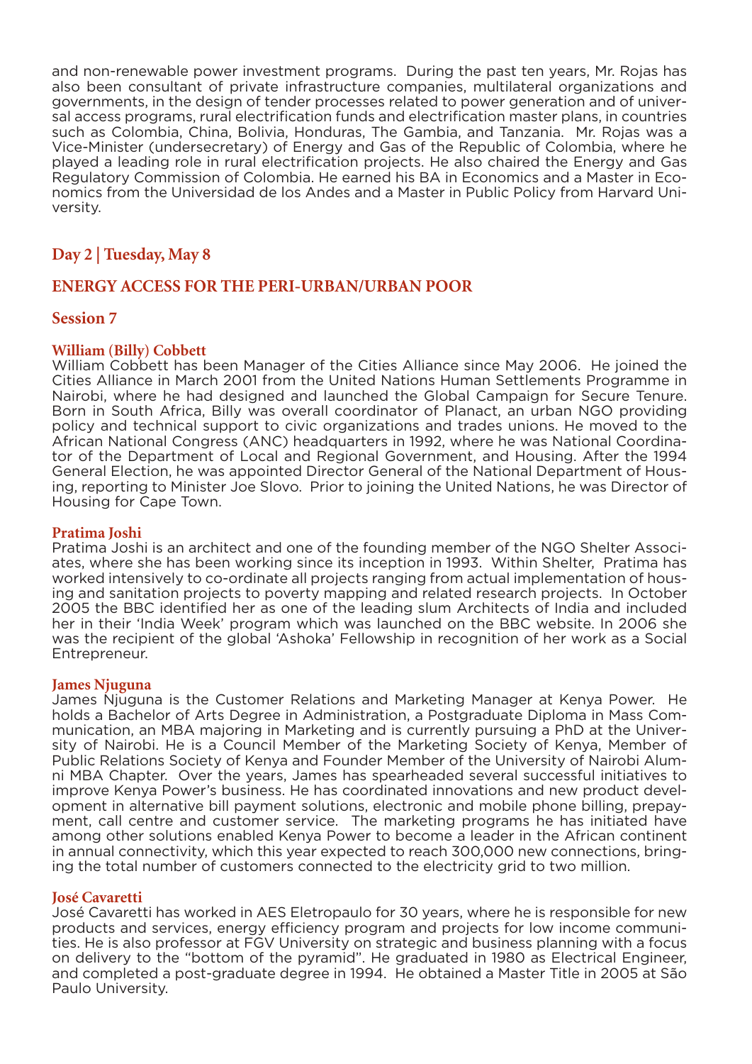and non-renewable power investment programs. During the past ten years, Mr. Rojas has also been consultant of private infrastructure companies, multilateral organizations and governments, in the design of tender processes related to power generation and of universal access programs, rural electrification funds and electrification master plans, in countries such as Colombia, China, Bolivia, Honduras, The Gambia, and Tanzania. Mr. Rojas was a Vice-Minister (undersecretary) of Energy and Gas of the Republic of Colombia, where he played a leading role in rural electrification projects. He also chaired the Energy and Gas Regulatory Commission of Colombia. He earned his BA in Economics and a Master in Economics from the Universidad de los Andes and a Master in Public Policy from Harvard University.

## Day 2 | Tuesday, May 8

## ENERGY ACCESS FOR THE PERI-URBAN/URBAN POOR

### Session 7

#### William (Billy) Cobbett

William Cobbett has been Manager of the Cities Alliance since May 2006. He joined the Cities Alliance in March 2001 from the United Nations Human Settlements Programme in Nairobi, where he had designed and launched the Global Campaign for Secure Tenure. Born in South Africa, Billy was overall coordinator of Planact, an urban NGO providing policy and technical support to civic organizations and trades unions. He moved to the African National Congress (ANC) headquarters in 1992, where he was National Coordinator of the Department of Local and Regional Government, and Housing. After the 1994 General Election, he was appointed Director General of the National Department of Housing, reporting to Minister Joe Slovo. Prior to joining the United Nations, he was Director of Housing for Cape Town.

#### Pratima Joshi

Pratima Joshi is an architect and one of the founding member of the NGO Shelter Associates, where she has been working since its inception in 1993. Within Shelter, Pratima has worked intensively to co-ordinate all projects ranging from actual implementation of housing and sanitation projects to poverty mapping and related research projects. In October 2005 the BBC identified her as one of the leading slum Architects of India and included her in their 'India Week' program which was launched on the BBC website. In 2006 she was the recipient of the global 'Ashoka' Fellowship in recognition of her work as a Social Entrepreneur.

#### James Njuguna

James Njuguna is the Customer Relations and Marketing Manager at Kenya Power. He holds a Bachelor of Arts Degree in Administration, a Postgraduate Diploma in Mass Communication, an MBA majoring in Marketing and is currently pursuing a PhD at the University of Nairobi. He is a Council Member of the Marketing Society of Kenya, Member of Public Relations Society of Kenya and Founder Member of the University of Nairobi Alumni MBA Chapter. Over the years, James has spearheaded several successful initiatives to improve Kenya Power's business. He has coordinated innovations and new product development in alternative bill payment solutions, electronic and mobile phone billing, prepayment, call centre and customer service. The marketing programs he has initiated have among other solutions enabled Kenya Power to become a leader in the African continent in annual connectivity, which this year expected to reach 300,000 new connections, bringing the total number of customers connected to the electricity grid to two million.

#### José Cavaretti

José Cavaretti has worked in AES Eletropaulo for 30 years, where he is responsible for new products and services, energy efficiency program and projects for low income communities. He is also professor at FGV University on strategic and business planning with a focus on delivery to the "bottom of the pyramid". He graduated in 1980 as Electrical Engineer, and completed a post-graduate degree in 1994. He obtained a Master Title in 2005 at São Paulo University.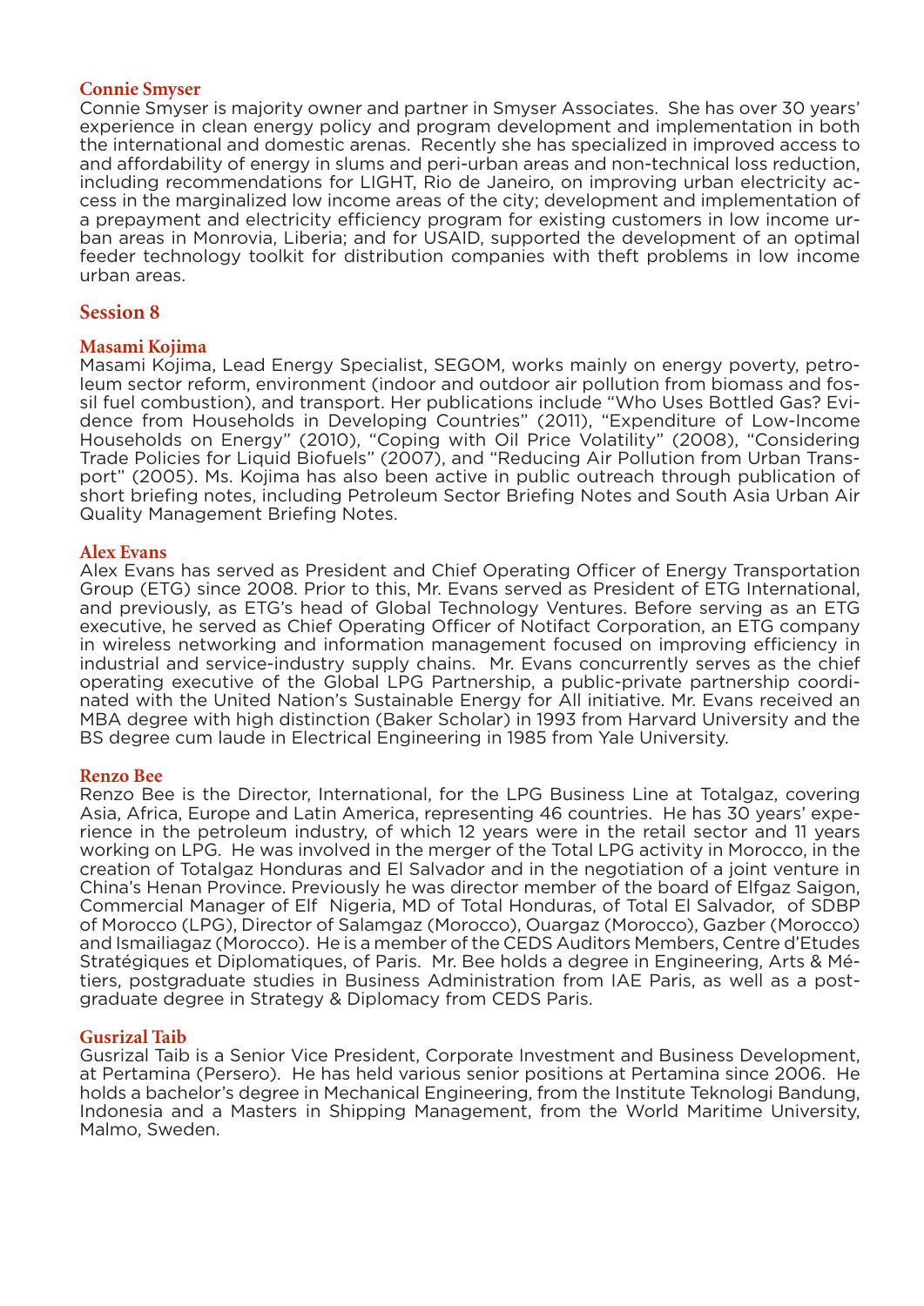### Connie Smyser

Connie Smyser is majority owner and partner in Smyser Associates. She has over 30 years' experience in clean energy policy and program development and implementation in both the international and domestic arenas. Recently she has specialized in improved access to and affordability of energy in slums and peri-urban areas and non-technical loss reduction, including recommendations for LIGHT, Rio de Janeiro, on improving urban electricity access in the marginalized low income areas of the city; development and implementation of a prepayment and electricity efficiency program for existing customers in low income urban areas in Monrovia, Liberia; and for USAID, supported the development of an optimal feeder technology toolkit for distribution companies with theft problems in low income urban areas.

## Session 8

### Masami Kojima

Masami Kojima, Lead Energy Specialist, SEGOM, works mainly on energy poverty, petroleum sector reform, environment (indoor and outdoor air pollution from biomass and fossil fuel combustion), and transport. Her publications include "Who Uses Bottled Gas? Evidence from Households in Developing Countries" (2011), "Expenditure of Low-Income Households on Energy" (2010), "Coping with Oil Price Volatility" (2008), "Considering Trade Policies for Liquid Biofuels" (2007), and "Reducing Air Pollution from Urban Transport" (2005). Ms. Kojima has also been active in public outreach through publication of short briefing notes, including Petroleum Sector Briefing Notes and South Asia Urban Air Quality Management Briefing Notes.

### Alex Evans

Alex Evans has served as President and Chief Operating Officer of Energy Transportation Group (ETG) since 2008. Prior to this, Mr. Evans served as President of ETG International, and previously, as ETG's head of Global Technology Ventures. Before serving as an ETG executive, he served as Chief Operating Officer of Notifact Corporation, an ETG company in wireless networking and information management focused on improving efficiency in industrial and service-industry supply chains. Mr. Evans concurrently serves as the chief operating executive of the Global LPG Partnership, a public-private partnership coordinated with the United Nation's Sustainable Energy for All initiative. Mr. Evans received an MBA degree with high distinction (Baker Scholar) in 1993 from Harvard University and the BS degree cum laude in Electrical Engineering in 1985 from Yale University.

### Renzo Bee

Renzo Bee is the Director, International, for the LPG Business Line at Totalgaz, covering Asia, Africa, Europe and Latin America, representing 46 countries. He has 30 years' experience in the petroleum industry, of which 12 years were in the retail sector and 11 years working on LPG. He was involved in the merger of the Total LPG activity in Morocco, in the creation of Totalgaz Honduras and El Salvador and in the negotiation of a joint venture in China's Henan Province. Previously he was director member of the board of Elfgaz Saigon, Commercial Manager of Elf Nigeria, MD of Total Honduras, of Total El Salvador, of SDBP of Morocco (LPG), Director of Salamgaz (Morocco), Ouargaz (Morocco), Gazber (Morocco) and Ismailiagaz (Morocco). He is a member of the CEDS Auditors Members, Centre d'Etudes Stratégiques et Diplomatiques, of Paris. Mr. Bee holds a degree in Engineering, Arts & Métiers, postgraduate studies in Business Administration from IAE Paris, as well as a postgraduate degree in Strategy & Diplomacy from CEDS Paris.

### Gusrizal Taib

Gusrizal Taib is a Senior Vice President, Corporate Investment and Business Development, at Pertamina (Persero). He has held various senior positions at Pertamina since 2006. He holds a bachelor's degree in Mechanical Engineering, from the Institute Teknologi Bandung, Indonesia and a Masters in Shipping Management, from the World Maritime University, Malmo, Sweden.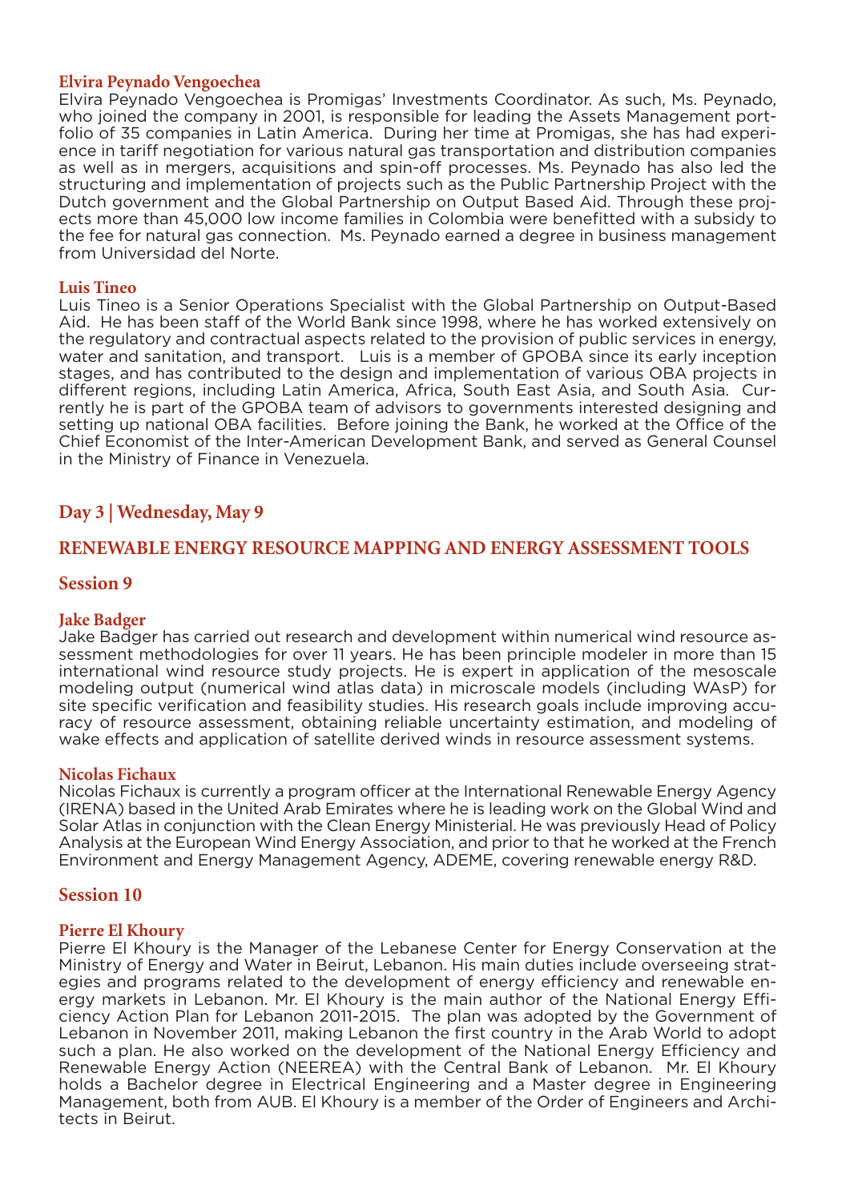### Elvira Peynado Vengoechea

Elvira Peynado Vengoechea is Promigas' Investments Coordinator. As such, Ms. Peynado, who joined the company in 2001, is responsible for leading the Assets Management portfolio of 35 companies in Latin America. During her time at Promigas, she has had experience in tariff negotiation for various natural gas transportation and distribution companies as well as in mergers, acquisitions and spin-off processes. Ms. Peynado has also led the structuring and implementation of projects such as the Public Partnership Project with the Dutch government and the Global Partnership on Output Based Aid. Through these projects more than 45,000 low income families in Colombia were benefitted with a subsidy to the fee for natural gas connection. Ms. Peynado earned a degree in business management from Universidad del Norte.

### Luis Tineo

Luis Tineo is a Senior Operations Specialist with the Global Partnership on Output-Based Aid. He has been staff of the World Bank since 1998, where he has worked extensively on the regulatory and contractual aspects related to the provision of public services in energy, water and sanitation, and transport. Luis is a member of GPOBA since its early inception stages, and has contributed to the design and implementation of various OBA projects in different regions, including Latin America, Africa, South East Asia, and South Asia. Currently he is part of the GPOBA team of advisors to governments interested designing and setting up national OBA facilities. Before joining the Bank, he worked at the Office of the Chief Economist of the Inter-American Development Bank, and served as General Counsel in the Ministry of Finance in Venezuela.

## Day 3 | Wednesday, May 9

## RENEWABLE ENERGY RESOURCE MAPPING AND ENERGY ASSESSMENT TOOLS

### Session 9

### Jake Badger

Jake Badger has carried out research and development within numerical wind resource assessment methodologies for over 11 years. He has been principle modeler in more than 15 international wind resource study projects. He is expert in application of the mesoscale modeling output (numerical wind atlas data) in microscale models (including WAsP) for site specific verification and feasibility studies. His research goals include improving accuracy of resource assessment, obtaining reliable uncertainty estimation, and modeling of wake effects and application of satellite derived winds in resource assessment systems.

### Nicolas Fichaux

Nicolas Fichaux is currently a program officer at the International Renewable Energy Agency (IRENA) based in the United Arab Emirates where he is leading work on the Global Wind and Solar Atlas in conjunction with the Clean Energy Ministerial. He was previously Head of Policy Analysis at the European Wind Energy Association, and prior to that he worked at the French Environment and Energy Management Agency, ADEME, covering renewable energy R&D.

### Session 10

### Pierre El Khoury

Pierre El Khoury is the Manager of the Lebanese Center for Energy Conservation at the Ministry of Energy and Water in Beirut, Lebanon. His main duties include overseeing strategies and programs related to the development of energy efficiency and renewable energy markets in Lebanon. Mr. El Khoury is the main author of the National Energy Efficiency Action Plan for Lebanon 2011-2015. The plan was adopted by the Government of Lebanon in November 2011, making Lebanon the first country in the Arab World to adopt such a plan. He also worked on the development of the National Energy Efficiency and Renewable Energy Action (NEEREA) with the Central Bank of Lebanon. Mr. El Khoury holds a Bachelor degree in Electrical Engineering and a Master degree in Engineering Management, both from AUB. El Khoury is a member of the Order of Engineers and Architects in Beirut.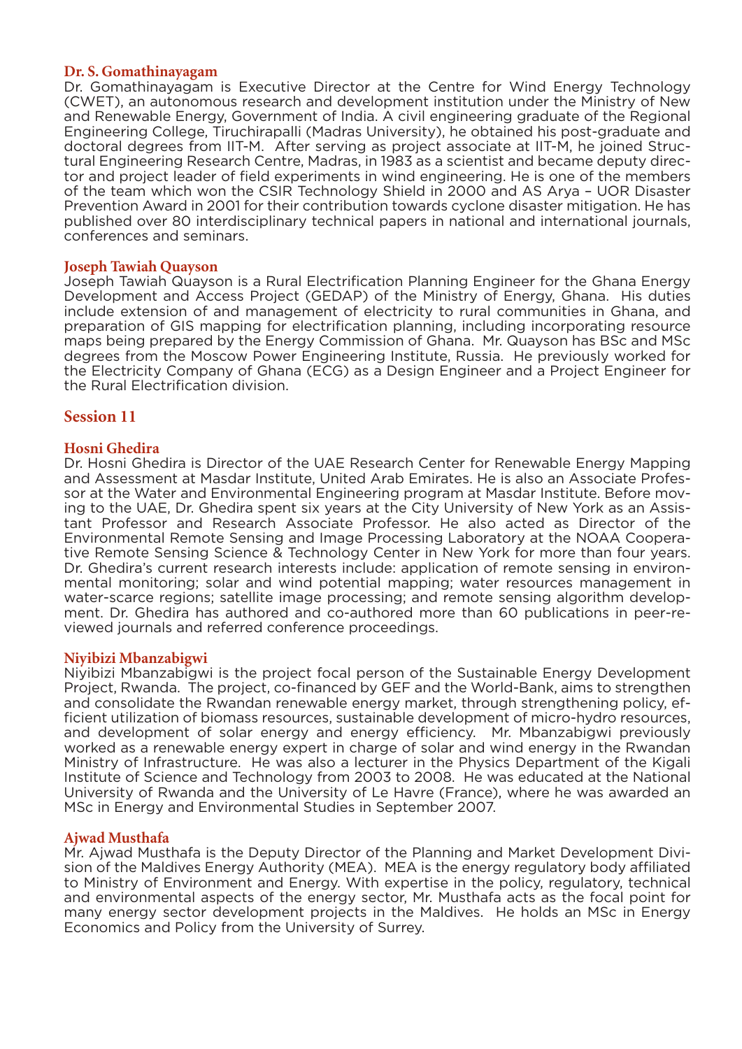### Dr. S. Gomathinayagam

Dr. Gomathinayagam is Executive Director at the Centre for Wind Energy Technology (CWET), an autonomous research and development institution under the Ministry of New and Renewable Energy, Government of India. A civil engineering graduate of the Regional Engineering College, Tiruchirapalli (Madras University), he obtained his post-graduate and doctoral degrees from IIT-M. After serving as project associate at IIT-M, he joined Structural Engineering Research Centre, Madras, in 1983 as a scientist and became deputy director and project leader of field experiments in wind engineering. He is one of the members of the team which won the CSIR Technology Shield in 2000 and AS Arya – UOR Disaster Prevention Award in 2001 for their contribution towards cyclone disaster mitigation. He has published over 80 interdisciplinary technical papers in national and international journals, conferences and seminars.

### Joseph Tawiah Quayson

Joseph Tawiah Quayson is a Rural Electrification Planning Engineer for the Ghana Energy Development and Access Project (GEDAP) of the Ministry of Energy, Ghana. His duties include extension of and management of electricity to rural communities in Ghana, and preparation of GIS mapping for electrification planning, including incorporating resource maps being prepared by the Energy Commission of Ghana. Mr. Quayson has BSc and MSc degrees from the Moscow Power Engineering Institute, Russia. He previously worked for the Electricity Company of Ghana (ECG) as a Design Engineer and a Project Engineer for the Rural Electrification division.

## Session 11

### Hosni Ghedira

Dr. Hosni Ghedira is Director of the UAE Research Center for Renewable Energy Mapping and Assessment at Masdar Institute, United Arab Emirates. He is also an Associate Professor at the Water and Environmental Engineering program at Masdar Institute. Before moving to the UAE, Dr. Ghedira spent six years at the City University of New York as an Assistant Professor and Research Associate Professor. He also acted as Director of the Environmental Remote Sensing and Image Processing Laboratory at the NOAA Cooperative Remote Sensing Science & Technology Center in New York for more than four years. Dr. Ghedira's current research interests include: application of remote sensing in environmental monitoring; solar and wind potential mapping; water resources management in water-scarce regions; satellite image processing; and remote sensing algorithm development. Dr. Ghedira has authored and co-authored more than 60 publications in peer-reviewed journals and referred conference proceedings.

### Niyibizi Mbanzabigwi

Niyibizi Mbanzabigwi is the project focal person of the Sustainable Energy Development Project, Rwanda. The project, co-financed by GEF and the World-Bank, aims to strengthen and consolidate the Rwandan renewable energy market, through strengthening policy, efficient utilization of biomass resources, sustainable development of micro-hydro resources, and development of solar energy and energy efficiency. Mr. Mbanzabigwi previously worked as a renewable energy expert in charge of solar and wind energy in the Rwandan Ministry of Infrastructure. He was also a lecturer in the Physics Department of the Kigali Institute of Science and Technology from 2003 to 2008. He was educated at the National University of Rwanda and the University of Le Havre (France), where he was awarded an MSc in Energy and Environmental Studies in September 2007.

### Ajwad Musthafa

Mr. Ajwad Musthafa is the Deputy Director of the Planning and Market Development Division of the Maldives Energy Authority (MEA). MEA is the energy regulatory body affiliated to Ministry of Environment and Energy. With expertise in the policy, regulatory, technical and environmental aspects of the energy sector, Mr. Musthafa acts as the focal point for many energy sector development projects in the Maldives. He holds an MSc in Energy Economics and Policy from the University of Surrey.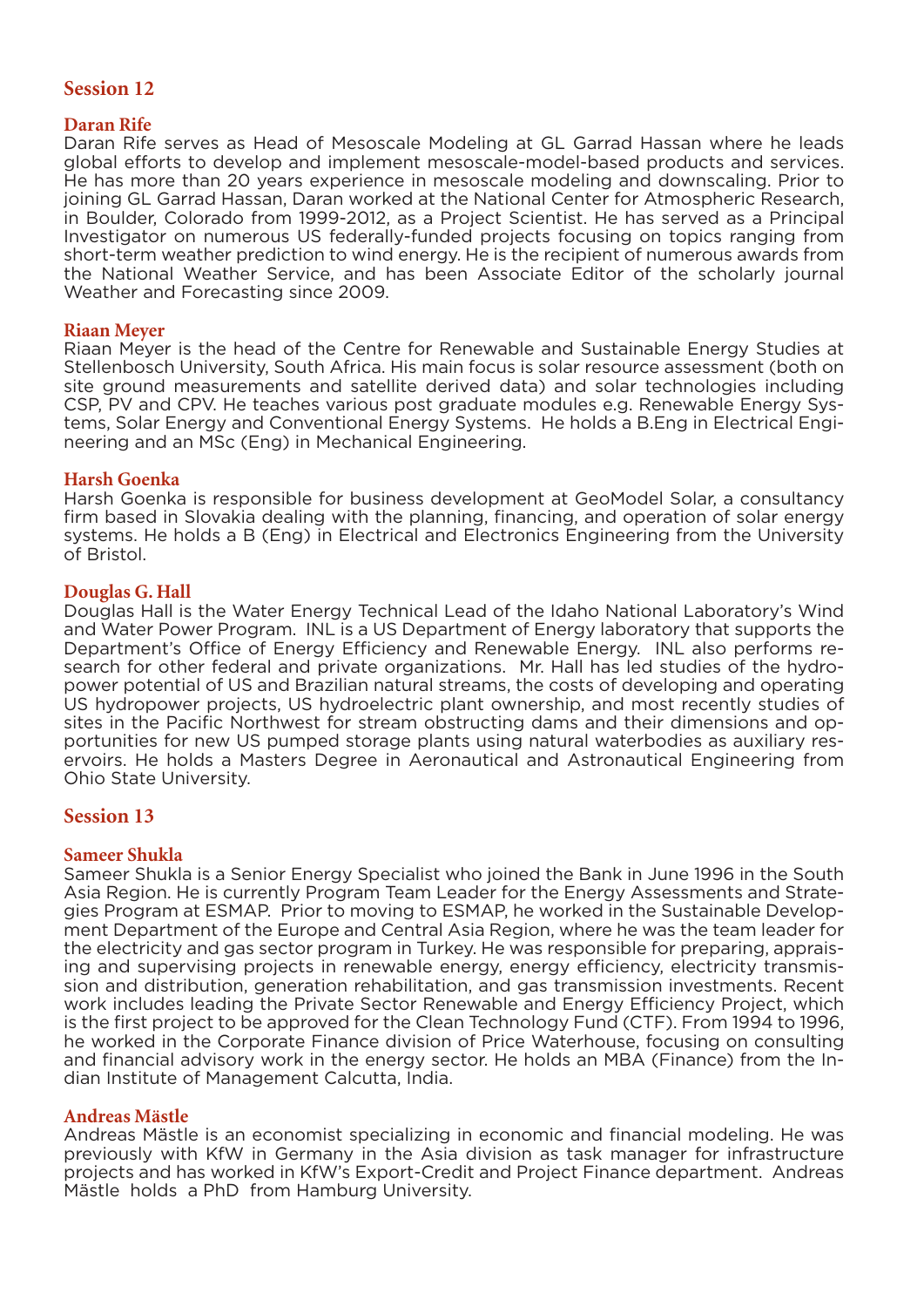## Session 12

### Daran Rife

Daran Rife serves as Head of Mesoscale Modeling at GL Garrad Hassan where he leads global efforts to develop and implement mesoscale-model-based products and services. He has more than 20 years experience in mesoscale modeling and downscaling. Prior to joining GL Garrad Hassan, Daran worked at the National Center for Atmospheric Research, in Boulder, Colorado from 1999-2012, as a Project Scientist. He has served as a Principal Investigator on numerous US federally-funded projects focusing on topics ranging from short-term weather prediction to wind energy. He is the recipient of numerous awards from the National Weather Service, and has been Associate Editor of the scholarly journal Weather and Forecasting since 2009.

### Riaan Meyer

Riaan Meyer is the head of the Centre for Renewable and Sustainable Energy Studies at Stellenbosch University, South Africa. His main focus is solar resource assessment (both on site ground measurements and satellite derived data) and solar technologies including CSP, PV and CPV. He teaches various post graduate modules e.g. Renewable Energy Systems, Solar Energy and Conventional Energy Systems. He holds a B.Eng in Electrical Engineering and an MSc (Eng) in Mechanical Engineering.

### Harsh Goenka

Harsh Goenka is responsible for business development at GeoModel Solar, a consultancy firm based in Slovakia dealing with the planning, financing, and operation of solar energy systems. He holds a B (Eng) in Electrical and Electronics Engineering from the University of Bristol.

### Douglas G. Hall

Douglas Hall is the Water Energy Technical Lead of the Idaho National Laboratory's Wind and Water Power Program. INL is a US Department of Energy laboratory that supports the Department's Office of Energy Efficiency and Renewable Energy. INL also performs research for other federal and private organizations. Mr. Hall has led studies of the hydropower potential of US and Brazilian natural streams, the costs of developing and operating US hydropower projects, US hydroelectric plant ownership, and most recently studies of sites in the Pacific Northwest for stream obstructing dams and their dimensions and opportunities for new US pumped storage plants using natural waterbodies as auxiliary reservoirs. He holds a Masters Degree in Aeronautical and Astronautical Engineering from Ohio State University.

## Session 13

### Sameer Shukla

Sameer Shukla is a Senior Energy Specialist who joined the Bank in June 1996 in the South Asia Region. He is currently Program Team Leader for the Energy Assessments and Strategies Program at ESMAP. Prior to moving to ESMAP, he worked in the Sustainable Development Department of the Europe and Central Asia Region, where he was the team leader for the electricity and gas sector program in Turkey. He was responsible for preparing, appraising and supervising projects in renewable energy, energy efficiency, electricity transmission and distribution, generation rehabilitation, and gas transmission investments. Recent work includes leading the Private Sector Renewable and Energy Efficiency Project, which is the first project to be approved for the Clean Technology Fund (CTF). From 1994 to 1996, he worked in the Corporate Finance division of Price Waterhouse, focusing on consulting and financial advisory work in the energy sector. He holds an MBA (Finance) from the Indian Institute of Management Calcutta, India.

### Andreas Mästle

Andreas Mästle is an economist specializing in economic and financial modeling. He was previously with KfW in Germany in the Asia division as task manager for infrastructure projects and has worked in KfW's Export-Credit and Project Finance department. Andreas Mästle holds a PhD from Hamburg University.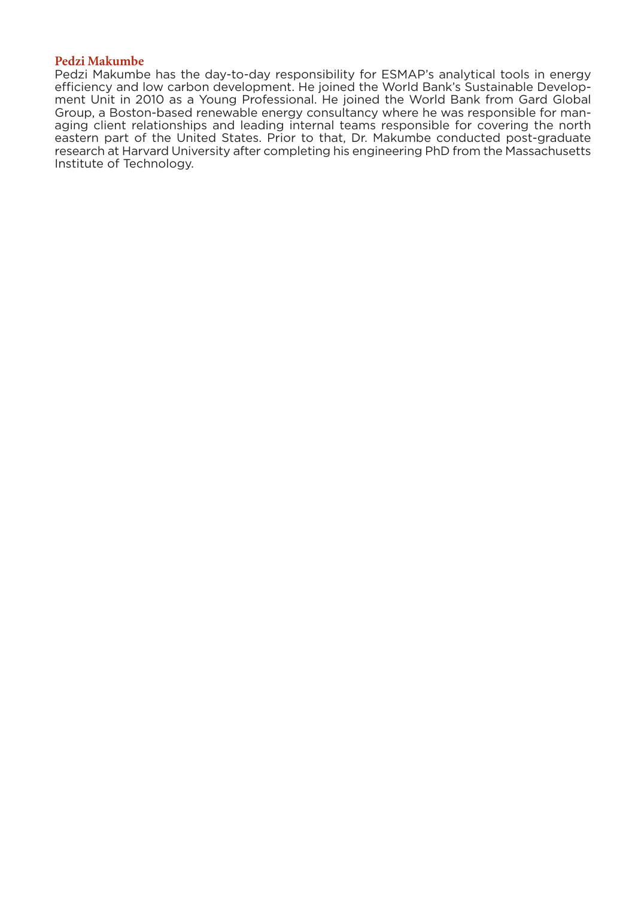**Pedzi Makumbe**

Pedzi Makumbe has the day-to-day responsibility for ESMAP's analytical tools in energy efficiency and low carbon development. He joined the World Bank's Sustainable Development Unit in 2010 as a Young Professional. He joined the World Bank from Gard Global Group, a Boston-based renewable energy consultancy where he was responsible for managing client relationships and leading internal teams responsible for covering the north eastern part of the United States. Prior to that, Dr. Makumbe conducted post-graduate research at Harvard University after completing his engineering PhD from the Massachusetts Institute of Technology.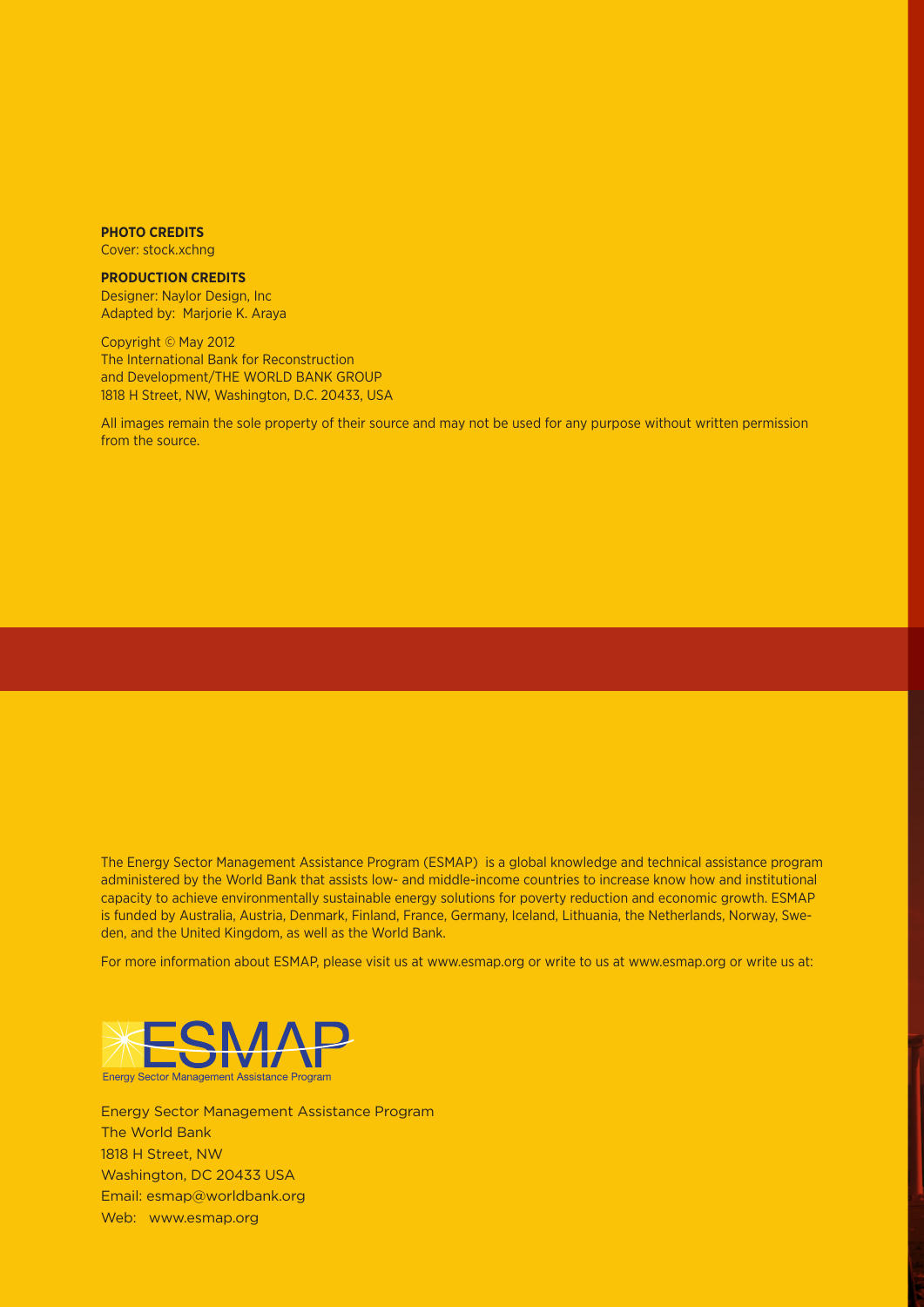**PHOTO CREDITS**
Cover: stock.xchng

**PRODUCTION CREDITS**
Designer: Naylor Design, Inc
Adapted by: Marjorie K. Araya

Copyright © May 2012
The International Bank for Reconstruction
and Development/THE WORLD BANK GROUP
1818 H Street, NW, Washington, D.C. 20433, USA

All images remain the sole property of their source and may not be used for any purpose without written permission from the source.

The Energy Sector Management Assistance Program (ESMAP) is a global knowledge and technical assistance program administered by the World Bank that assists low- and middle-income countries to increase know how and institutional capacity to achieve environmentally sustainable energy solutions for poverty reduction and economic growth. ESMAP is funded by Australia, Austria, Denmark, Finland, France, Germany, Iceland, Lithuania, the Netherlands, Norway, Sweden, and the United Kingdom, as well as the World Bank.

For more information about ESMAP, please visit us at www.esmap.org or write to us at www.esmap.org or write us at:

ESMAP
Energy Sector Management Assistance Program

Energy Sector Management Assistance Program
The World Bank
1818 H Street, NW
Washington, DC 20433 USA
Email: esmap@worldbank.org
Web: www.esmap.org